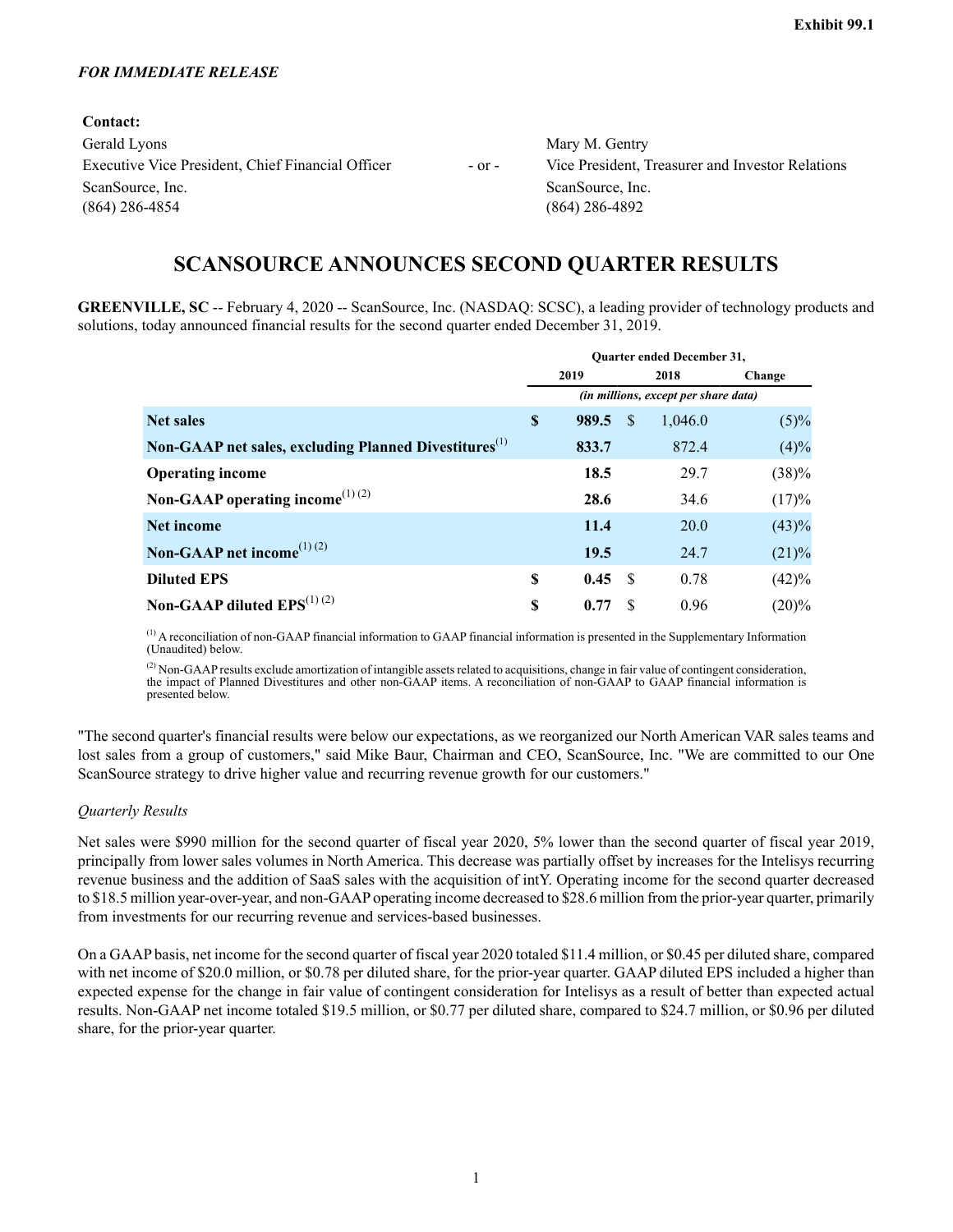Exhibit 99.1

*FOR IMMEDIATE RELEASE*

**Contact:**

| | | |
|---|---|---|
| Gerald Lyons | - or - | Mary M. Gentry |
| Executive Vice President, Chief Financial Officer | | Vice President, Treasurer and Investor Relations |
| ScanSource, Inc. | | ScanSource, Inc. |
| (864) 286-4854 | | (864) 286-4892 |

# SCANSOURCE ANNOUNCES SECOND QUARTER RESULTS

**GREENVILLE, SC** -- February 4, 2020 -- ScanSource, Inc. (NASDAQ: SCSC), a leading provider of technology products and solutions, today announced financial results for the second quarter ended December 31, 2019.

| | Quarter ended December 31, | | |
|---|---|---|---|
| | 2019 | 2018 | Change |
| | *(in millions, except per share data)* | | |
| **Net sales** | **$ 989.5** | $ 1,046.0 | (5)% |
| **Non-GAAP net sales, excluding Planned Divestitures**[1] | **833.7** | 872.4 | (4)% |
| **Operating income** | **18.5** | 29.7 | (38)% |
| **Non-GAAP operating income**[1] [2] | **28.6** | 34.6 | (17)% |
| **Net income** | **11.4** | 20.0 | (43)% |
| **Non-GAAP net income**[1] [2] | **19.5** | 24.7 | (21)% |
| **Diluted EPS** | **$ 0.45** | $ 0.78 | (42)% |
| **Non-GAAP diluted EPS**[1] [2] | **$ 0.77** | $ 0.96 | (20)% |

[1] A reconciliation of non-GAAP financial information to GAAP financial information is presented in the Supplementary Information (Unaudited) below.

[2] Non-GAAP results exclude amortization of intangible assets related to acquisitions, change in fair value of contingent consideration, the impact of Planned Divestitures and other non-GAAP items. A reconciliation of non-GAAP to GAAP financial information is presented below.

"The second quarter's financial results were below our expectations, as we reorganized our North American VAR sales teams and lost sales from a group of customers," said Mike Baur, Chairman and CEO, ScanSource, Inc. "We are committed to our One ScanSource strategy to drive higher value and recurring revenue growth for our customers."

*Quarterly Results*

Net sales were $990 million for the second quarter of fiscal year 2020, 5% lower than the second quarter of fiscal year 2019, principally from lower sales volumes in North America. This decrease was partially offset by increases for the Intelisys recurring revenue business and the addition of SaaS sales with the acquisition of intY. Operating income for the second quarter decreased to $18.5 million year-over-year, and non-GAAP operating income decreased to $28.6 million from the prior-year quarter, primarily from investments for our recurring revenue and services-based businesses.

On a GAAP basis, net income for the second quarter of fiscal year 2020 totaled $11.4 million, or $0.45 per diluted share, compared with net income of $20.0 million, or $0.78 per diluted share, for the prior-year quarter. GAAP diluted EPS included a higher than expected expense for the change in fair value of contingent consideration for Intelisys as a result of better than expected actual results. Non-GAAP net income totaled $19.5 million, or $0.77 per diluted share, compared to $24.7 million, or $0.96 per diluted share, for the prior-year quarter.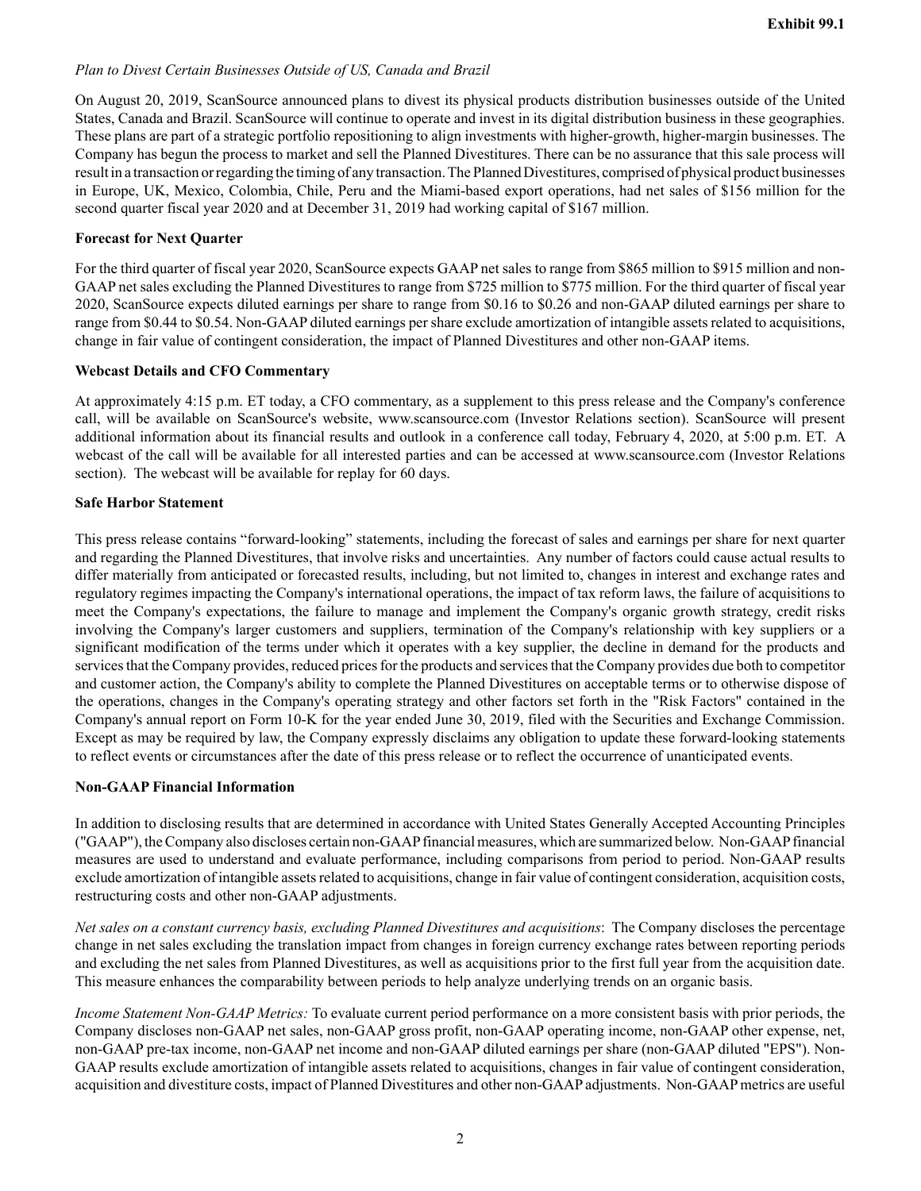*Plan to Divest Certain Businesses Outside of US, Canada and Brazil*

On August 20, 2019, ScanSource announced plans to divest its physical products distribution businesses outside of the United States, Canada and Brazil. ScanSource will continue to operate and invest in its digital distribution business in these geographies. These plans are part of a strategic portfolio repositioning to align investments with higher-growth, higher-margin businesses. The Company has begun the process to market and sell the Planned Divestitures. There can be no assurance that this sale process will result in a transaction or regarding the timing of any transaction. The Planned Divestitures, comprised of physical product businesses in Europe, UK, Mexico, Colombia, Chile, Peru and the Miami-based export operations, had net sales of $156 million for the second quarter fiscal year 2020 and at December 31, 2019 had working capital of $167 million.

**Forecast for Next Quarter**

For the third quarter of fiscal year 2020, ScanSource expects GAAP net sales to range from $865 million to $915 million and non-GAAP net sales excluding the Planned Divestitures to range from $725 million to $775 million. For the third quarter of fiscal year 2020, ScanSource expects diluted earnings per share to range from $0.16 to $0.26 and non-GAAP diluted earnings per share to range from $0.44 to $0.54. Non-GAAP diluted earnings per share exclude amortization of intangible assets related to acquisitions, change in fair value of contingent consideration, the impact of Planned Divestitures and other non-GAAP items.

**Webcast Details and CFO Commentary**

At approximately 4:15 p.m. ET today, a CFO commentary, as a supplement to this press release and the Company's conference call, will be available on ScanSource's website, www.scansource.com (Investor Relations section). ScanSource will present additional information about its financial results and outlook in a conference call today, February 4, 2020, at 5:00 p.m. ET. A webcast of the call will be available for all interested parties and can be accessed at www.scansource.com (Investor Relations section). The webcast will be available for replay for 60 days.

**Safe Harbor Statement**

This press release contains "forward-looking" statements, including the forecast of sales and earnings per share for next quarter and regarding the Planned Divestitures, that involve risks and uncertainties. Any number of factors could cause actual results to differ materially from anticipated or forecasted results, including, but not limited to, changes in interest and exchange rates and regulatory regimes impacting the Company's international operations, the impact of tax reform laws, the failure of acquisitions to meet the Company's expectations, the failure to manage and implement the Company's organic growth strategy, credit risks involving the Company's larger customers and suppliers, termination of the Company's relationship with key suppliers or a significant modification of the terms under which it operates with a key supplier, the decline in demand for the products and services that the Company provides, reduced prices for the products and services that the Company provides due both to competitor and customer action, the Company's ability to complete the Planned Divestitures on acceptable terms or to otherwise dispose of the operations, changes in the Company's operating strategy and other factors set forth in the "Risk Factors" contained in the Company's annual report on Form 10-K for the year ended June 30, 2019, filed with the Securities and Exchange Commission. Except as may be required by law, the Company expressly disclaims any obligation to update these forward-looking statements to reflect events or circumstances after the date of this press release or to reflect the occurrence of unanticipated events.

**Non-GAAP Financial Information**

In addition to disclosing results that are determined in accordance with United States Generally Accepted Accounting Principles ("GAAP"), the Company also discloses certain non-GAAP financial measures, which are summarized below. Non-GAAP financial measures are used to understand and evaluate performance, including comparisons from period to period. Non-GAAP results exclude amortization of intangible assets related to acquisitions, change in fair value of contingent consideration, acquisition costs, restructuring costs and other non-GAAP adjustments.

*Net sales on a constant currency basis, excluding Planned Divestitures and acquisitions*: The Company discloses the percentage change in net sales excluding the translation impact from changes in foreign currency exchange rates between reporting periods and excluding the net sales from Planned Divestitures, as well as acquisitions prior to the first full year from the acquisition date. This measure enhances the comparability between periods to help analyze underlying trends on an organic basis.

*Income Statement Non-GAAP Metrics:* To evaluate current period performance on a more consistent basis with prior periods, the Company discloses non-GAAP net sales, non-GAAP gross profit, non-GAAP operating income, non-GAAP other expense, net, non-GAAP pre-tax income, non-GAAP net income and non-GAAP diluted earnings per share (non-GAAP diluted "EPS"). Non-GAAP results exclude amortization of intangible assets related to acquisitions, changes in fair value of contingent consideration, acquisition and divestiture costs, impact of Planned Divestitures and other non-GAAP adjustments. Non-GAAP metrics are useful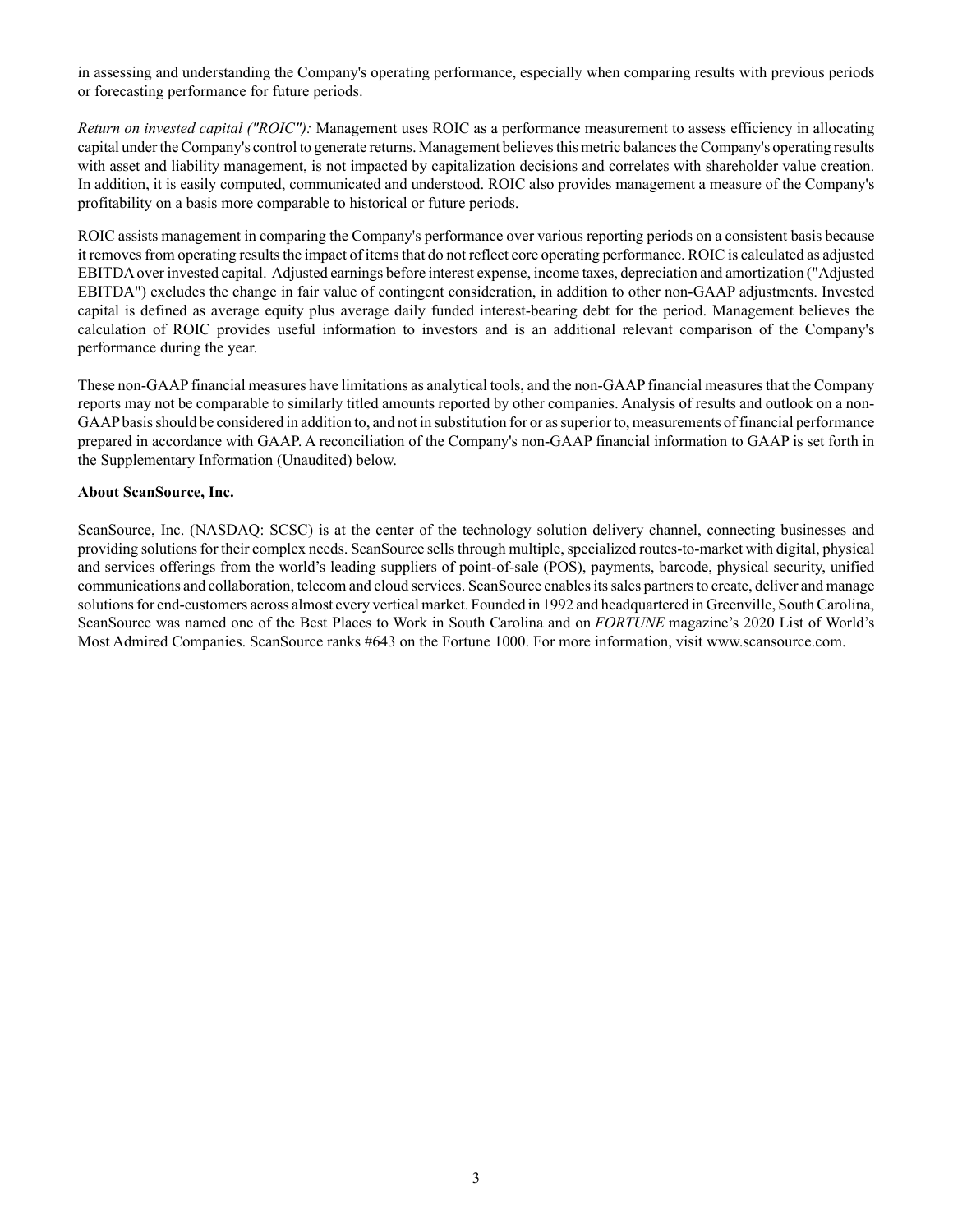in assessing and understanding the Company's operating performance, especially when comparing results with previous periods or forecasting performance for future periods.

*Return on invested capital ("ROIC"):* Management uses ROIC as a performance measurement to assess efficiency in allocating capital under the Company's control to generate returns. Management believes this metric balances the Company's operating results with asset and liability management, is not impacted by capitalization decisions and correlates with shareholder value creation. In addition, it is easily computed, communicated and understood. ROIC also provides management a measure of the Company's profitability on a basis more comparable to historical or future periods.

ROIC assists management in comparing the Company's performance over various reporting periods on a consistent basis because it removes from operating results the impact of items that do not reflect core operating performance. ROIC is calculated as adjusted EBITDA over invested capital. Adjusted earnings before interest expense, income taxes, depreciation and amortization ("Adjusted EBITDA") excludes the change in fair value of contingent consideration, in addition to other non-GAAP adjustments. Invested capital is defined as average equity plus average daily funded interest-bearing debt for the period. Management believes the calculation of ROIC provides useful information to investors and is an additional relevant comparison of the Company's performance during the year.

These non-GAAP financial measures have limitations as analytical tools, and the non-GAAP financial measures that the Company reports may not be comparable to similarly titled amounts reported by other companies. Analysis of results and outlook on a non-GAAP basis should be considered in addition to, and not in substitution for or as superior to, measurements of financial performance prepared in accordance with GAAP. A reconciliation of the Company's non-GAAP financial information to GAAP is set forth in the Supplementary Information (Unaudited) below.

**About ScanSource, Inc.**

ScanSource, Inc. (NASDAQ: SCSC) is at the center of the technology solution delivery channel, connecting businesses and providing solutions for their complex needs. ScanSource sells through multiple, specialized routes-to-market with digital, physical and services offerings from the world's leading suppliers of point-of-sale (POS), payments, barcode, physical security, unified communications and collaboration, telecom and cloud services. ScanSource enables its sales partners to create, deliver and manage solutions for end-customers across almost every vertical market. Founded in 1992 and headquartered in Greenville, South Carolina, ScanSource was named one of the Best Places to Work in South Carolina and on *FORTUNE* magazine's 2020 List of World's Most Admired Companies. ScanSource ranks #643 on the Fortune 1000. For more information, visit www.scansource.com.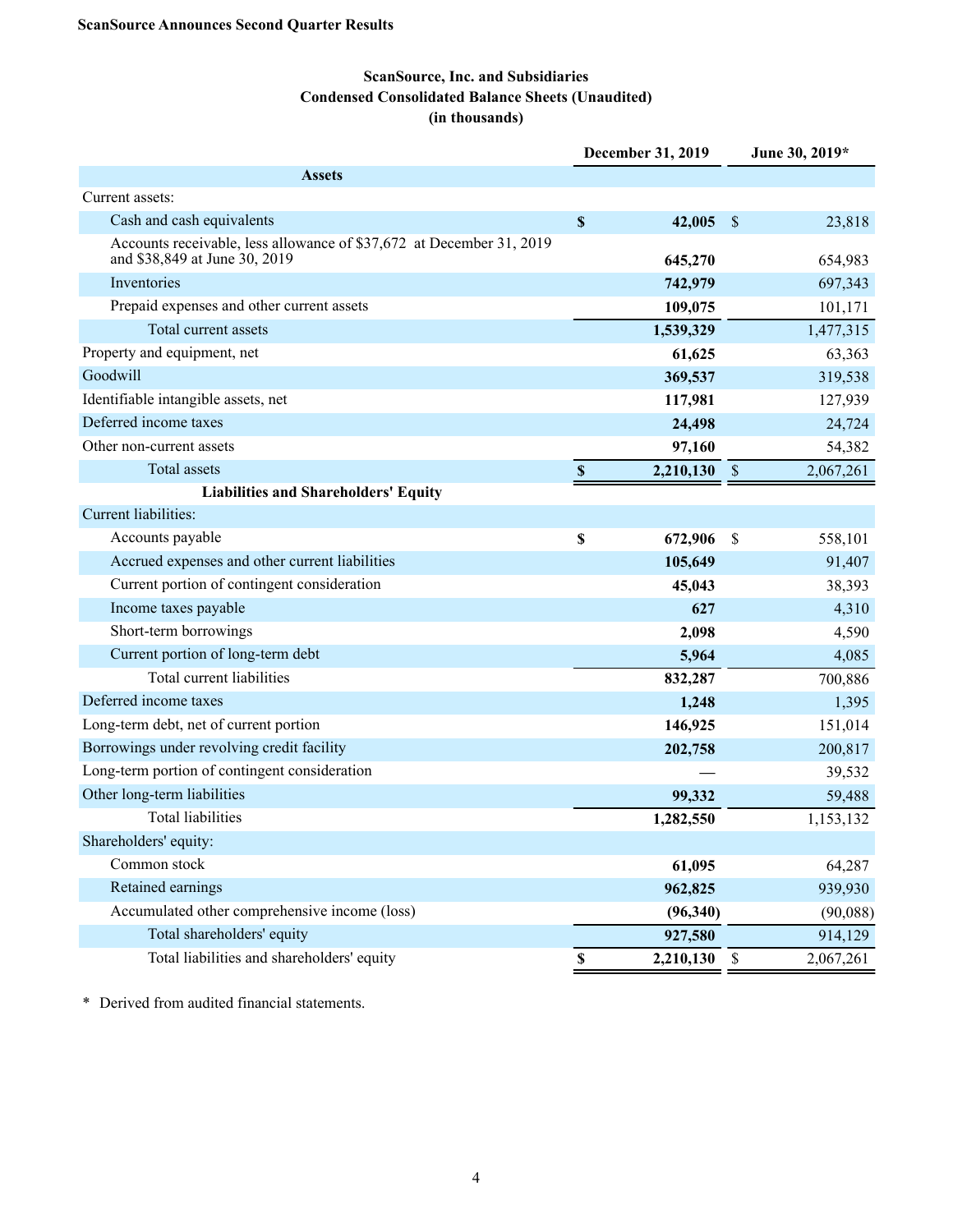**ScanSource Announces Second Quarter Results**

**ScanSource, Inc. and Subsidiaries**
**Condensed Consolidated Balance Sheets (Unaudited)**
**(in thousands)**

| | December 31, 2019 | June 30, 2019* |
|---|---|---|
| **Assets** | | |
| Current assets: | | |
| Cash and cash equivalents | **$ 42,005** | $ 23,818 |
| Accounts receivable, less allowance of $37,672 at December 31, 2019 and $38,849 at June 30, 2019 | **645,270** | 654,983 |
| Inventories | **742,979** | 697,343 |
| Prepaid expenses and other current assets | **109,075** | 101,171 |
| Total current assets | **1,539,329** | 1,477,315 |
| Property and equipment, net | **61,625** | 63,363 |
| Goodwill | **369,537** | 319,538 |
| Identifiable intangible assets, net | **117,981** | 127,939 |
| Deferred income taxes | **24,498** | 24,724 |
| Other non-current assets | **97,160** | 54,382 |
| Total assets | **$ 2,210,130** | $ 2,067,261 |
| **Liabilities and Shareholders' Equity** | | |
| Current liabilities: | | |
| Accounts payable | **$ 672,906** | $ 558,101 |
| Accrued expenses and other current liabilities | **105,649** | 91,407 |
| Current portion of contingent consideration | **45,043** | 38,393 |
| Income taxes payable | **627** | 4,310 |
| Short-term borrowings | **2,098** | 4,590 |
| Current portion of long-term debt | **5,964** | 4,085 |
| Total current liabilities | **832,287** | 700,886 |
| Deferred income taxes | **1,248** | 1,395 |
| Long-term debt, net of current portion | **146,925** | 151,014 |
| Borrowings under revolving credit facility | **202,758** | 200,817 |
| Long-term portion of contingent consideration | **—** | 39,532 |
| Other long-term liabilities | **99,332** | 59,488 |
| Total liabilities | **1,282,550** | 1,153,132 |
| Shareholders' equity: | | |
| Common stock | **61,095** | 64,287 |
| Retained earnings | **962,825** | 939,930 |
| Accumulated other comprehensive income (loss) | **(96,340)** | (90,088) |
| Total shareholders' equity | **927,580** | 914,129 |
| Total liabilities and shareholders' equity | **$ 2,210,130** | $ 2,067,261 |

\* Derived from audited financial statements.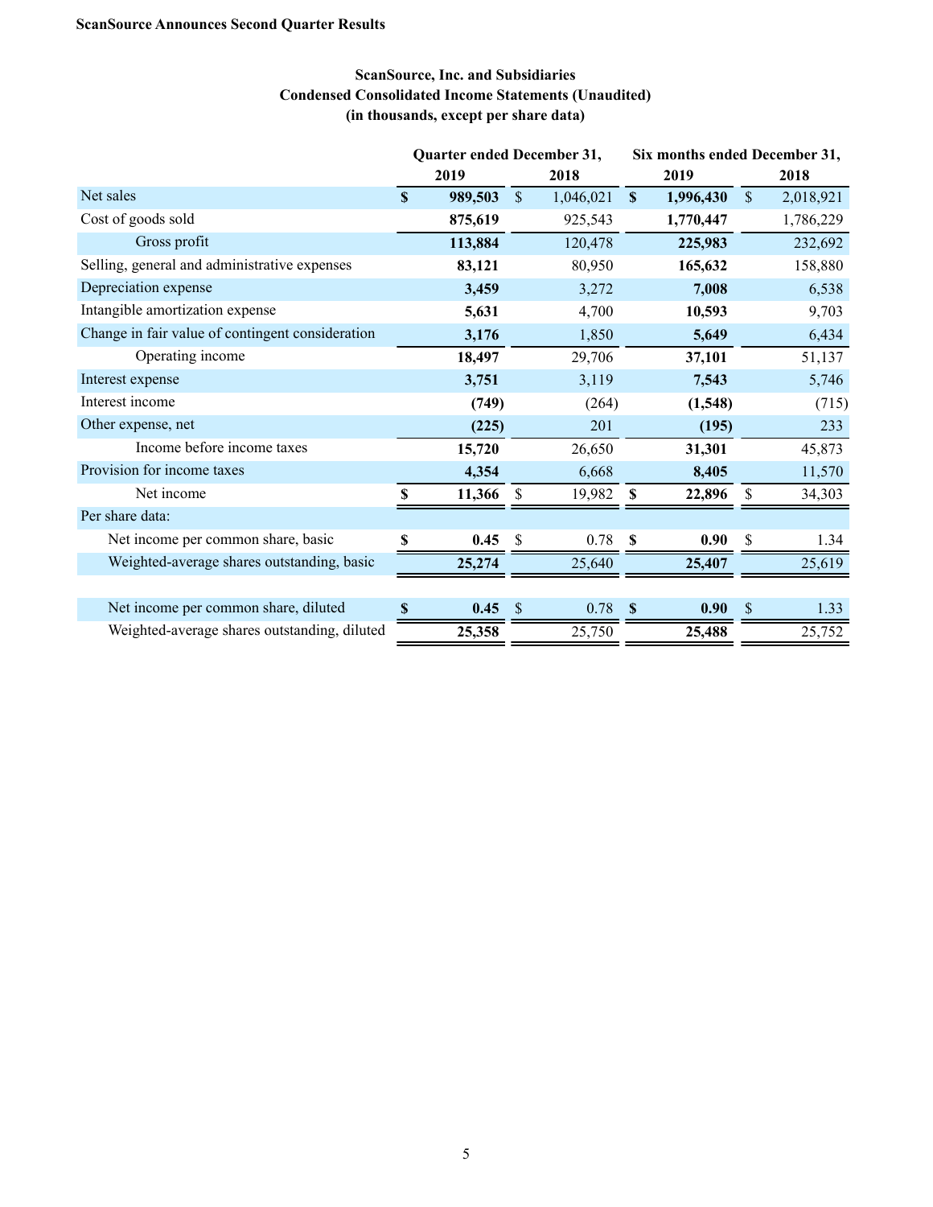**ScanSource Announces Second Quarter Results**

## ScanSource, Inc. and Subsidiaries
### Condensed Consolidated Income Statements (Unaudited)
### (in thousands, except per share data)

| | Quarter ended December 31, | | Six months ended December 31, | |
|---|---|---|---|---|
| | **2019** | **2018** | **2019** | **2018** |
| Net sales | **$ 989,503** | $ 1,046,021 | **$ 1,996,430** | $ 2,018,921 |
| Cost of goods sold | **875,619** | 925,543 | **1,770,447** | 1,786,229 |
| Gross profit | **113,884** | 120,478 | **225,983** | 232,692 |
| Selling, general and administrative expenses | **83,121** | 80,950 | **165,632** | 158,880 |
| Depreciation expense | **3,459** | 3,272 | **7,008** | 6,538 |
| Intangible amortization expense | **5,631** | 4,700 | **10,593** | 9,703 |
| Change in fair value of contingent consideration | **3,176** | 1,850 | **5,649** | 6,434 |
| Operating income | **18,497** | 29,706 | **37,101** | 51,137 |
| Interest expense | **3,751** | 3,119 | **7,543** | 5,746 |
| Interest income | **(749)** | (264) | **(1,548)** | (715) |
| Other expense, net | **(225)** | 201 | **(195)** | 233 |
| Income before income taxes | **15,720** | 26,650 | **31,301** | 45,873 |
| Provision for income taxes | **4,354** | 6,668 | **8,405** | 11,570 |
| Net income | **$ 11,366** | $ 19,982 | **$ 22,896** | $ 34,303 |
| Per share data: | | | | |
| Net income per common share, basic | **$ 0.45** | $ 0.78 | **$ 0.90** | $ 1.34 |
| Weighted-average shares outstanding, basic | **25,274** | 25,640 | **25,407** | 25,619 |
| | | | | |
| Net income per common share, diluted | **$ 0.45** | $ 0.78 | **$ 0.90** | $ 1.33 |
| Weighted-average shares outstanding, diluted | **25,358** | 25,750 | **25,488** | 25,752 |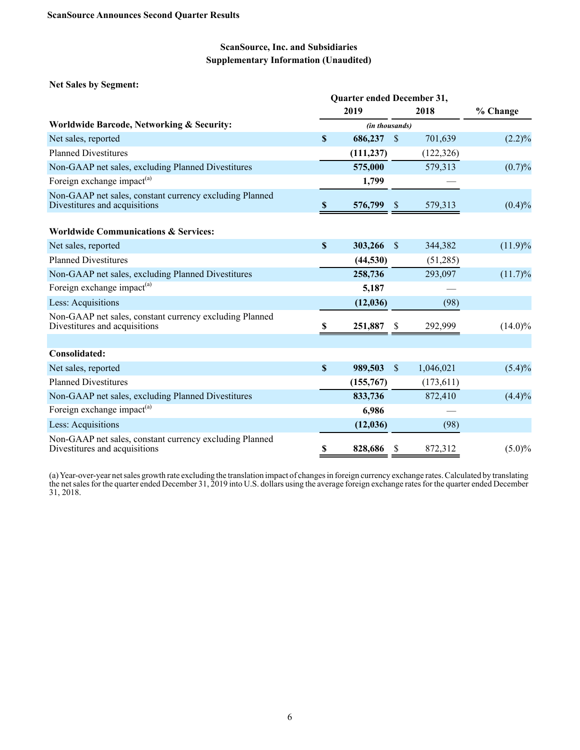**ScanSource Announces Second Quarter Results**

## ScanSource, Inc. and Subsidiaries
## Supplementary Information (Unaudited)

**Net Sales by Segment:**

| | Quarter ended December 31, | | |
|---|---|---|---|
| | **2019** | **2018** | **% Change** |
| **Worldwide Barcode, Networking & Security:** | *(in thousands)* | | |
| Net sales, reported | **$ 686,237** | $ 701,639 | (2.2)% |
| Planned Divestitures | **(111,237)** | (122,326) | |
| Non-GAAP net sales, excluding Planned Divestitures | **575,000** | 579,313 | (0.7)% |
| Foreign exchange impact[(a)] | **1,799** | — | |
| Non-GAAP net sales, constant currency excluding Planned Divestitures and acquisitions | **$ 576,799** | $ 579,313 | (0.4)% |
| | | | |
| **Worldwide Communications & Services:** | | | |
| Net sales, reported | **$ 303,266** | $ 344,382 | (11.9)% |
| Planned Divestitures | **(44,530)** | (51,285) | |
| Non-GAAP net sales, excluding Planned Divestitures | **258,736** | 293,097 | (11.7)% |
| Foreign exchange impact[(a)] | **5,187** | — | |
| Less: Acquisitions | **(12,036)** | (98) | |
| Non-GAAP net sales, constant currency excluding Planned Divestitures and acquisitions | **$ 251,887** | $ 292,999 | (14.0)% |
| | | | |
| **Consolidated:** | | | |
| Net sales, reported | **$ 989,503** | $ 1,046,021 | (5.4)% |
| Planned Divestitures | **(155,767)** | (173,611) | |
| Non-GAAP net sales, excluding Planned Divestitures | **833,736** | 872,410 | (4.4)% |
| Foreign exchange impact[(a)] | **6,986** | — | |
| Less: Acquisitions | **(12,036)** | (98) | |
| Non-GAAP net sales, constant currency excluding Planned Divestitures and acquisitions | **$ 828,686** | $ 872,312 | (5.0)% |

(a) Year-over-year net sales growth rate excluding the translation impact of changes in foreign currency exchange rates. Calculated by translating the net sales for the quarter ended December 31, 2019 into U.S. dollars using the average foreign exchange rates for the quarter ended December 31, 2018.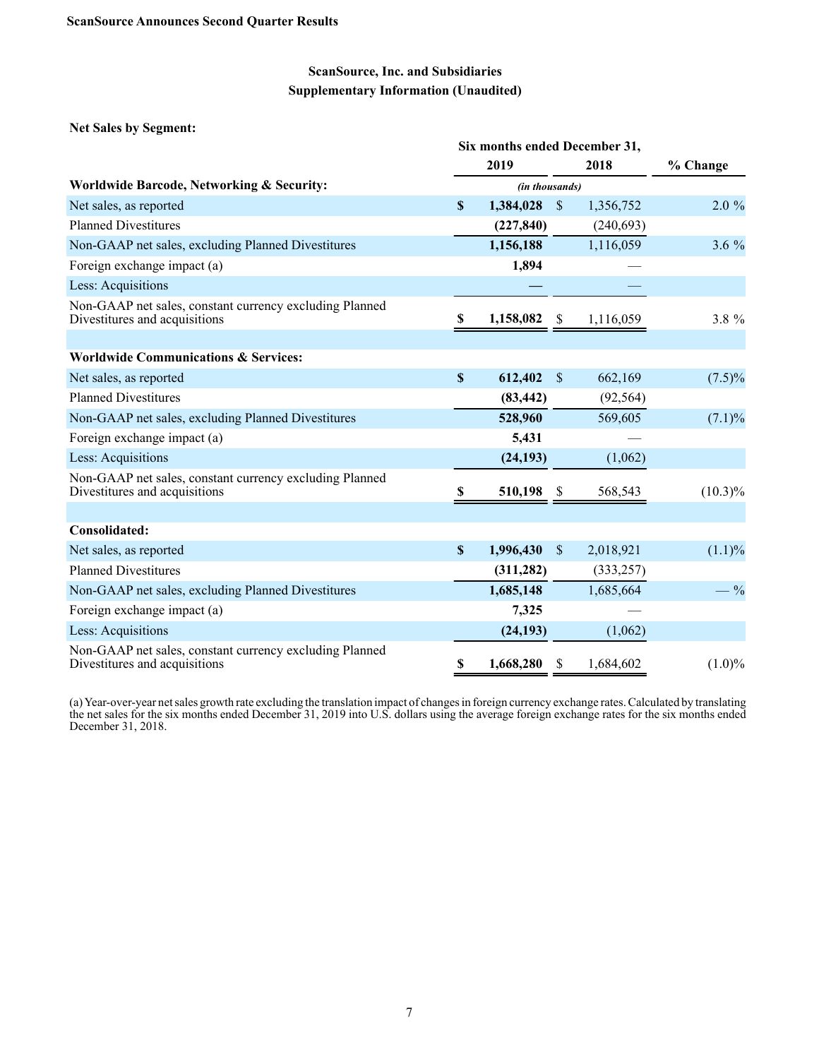ScanSource Announces Second Quarter Results

## ScanSource, Inc. and Subsidiaries
## Supplementary Information (Unaudited)

**Net Sales by Segment:**

| | Six months ended December 31, | | |
|---|---|---|---|
| | **2019** | **2018** | **% Change** |
| **Worldwide Barcode, Networking & Security:** | *(in thousands)* | | |
| Net sales, as reported | **$ 1,384,028** | $ 1,356,752 | 2.0 % |
| Planned Divestitures | **(227,840)** | (240,693) | |
| Non-GAAP net sales, excluding Planned Divestitures | **1,156,188** | 1,116,059 | 3.6 % |
| Foreign exchange impact (a) | **1,894** | — | |
| Less: Acquisitions | **—** | — | |
| Non-GAAP net sales, constant currency excluding Planned Divestitures and acquisitions | **$ 1,158,082** | $ 1,116,059 | 3.8 % |
| | | | |
| **Worldwide Communications & Services:** | | | |
| Net sales, as reported | **$ 612,402** | $ 662,169 | (7.5)% |
| Planned Divestitures | **(83,442)** | (92,564) | |
| Non-GAAP net sales, excluding Planned Divestitures | **528,960** | 569,605 | (7.1)% |
| Foreign exchange impact (a) | **5,431** | — | |
| Less: Acquisitions | **(24,193)** | (1,062) | |
| Non-GAAP net sales, constant currency excluding Planned Divestitures and acquisitions | **$ 510,198** | $ 568,543 | (10.3)% |
| | | | |
| **Consolidated:** | | | |
| Net sales, as reported | **$ 1,996,430** | $ 2,018,921 | (1.1)% |
| Planned Divestitures | **(311,282)** | (333,257) | |
| Non-GAAP net sales, excluding Planned Divestitures | **1,685,148** | 1,685,664 | — % |
| Foreign exchange impact (a) | **7,325** | — | |
| Less: Acquisitions | **(24,193)** | (1,062) | |
| Non-GAAP net sales, constant currency excluding Planned Divestitures and acquisitions | **$ 1,668,280** | $ 1,684,602 | (1.0)% |

(a) Year-over-year net sales growth rate excluding the translation impact of changes in foreign currency exchange rates. Calculated by translating the net sales for the six months ended December 31, 2019 into U.S. dollars using the average foreign exchange rates for the six months ended December 31, 2018.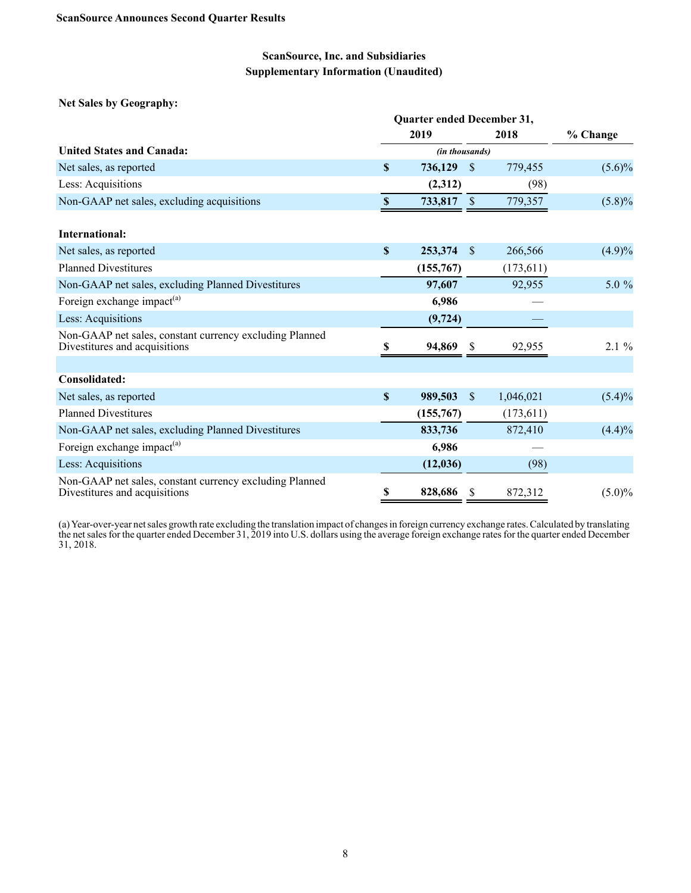ScanSource Announces Second Quarter Results

## ScanSource, Inc. and Subsidiaries
## Supplementary Information (Unaudited)

**Net Sales by Geography:**

| | Quarter ended December 31, | | |
|---|---|---|---|
| | **2019** | **2018** | **% Change** |
| **United States and Canada:** | *(in thousands)* | | |
| Net sales, as reported | **$ 736,129** | $ 779,455 | (5.6)% |
| Less: Acquisitions | **(2,312)** | (98) | |
| Non-GAAP net sales, excluding acquisitions | **$ 733,817** | $ 779,357 | (5.8)% |
| | | | |
| **International:** | | | |
| Net sales, as reported | **$ 253,374** | $ 266,566 | (4.9)% |
| Planned Divestitures | **(155,767)** | (173,611) | |
| Non-GAAP net sales, excluding Planned Divestitures | **97,607** | 92,955 | 5.0 % |
| Foreign exchange impact[(a)] | **6,986** | — | |
| Less: Acquisitions | **(9,724)** | — | |
| Non-GAAP net sales, constant currency excluding Planned Divestitures and acquisitions | **$ 94,869** | $ 92,955 | 2.1 % |
| | | | |
| **Consolidated:** | | | |
| Net sales, as reported | **$ 989,503** | $ 1,046,021 | (5.4)% |
| Planned Divestitures | **(155,767)** | (173,611) | |
| Non-GAAP net sales, excluding Planned Divestitures | **833,736** | 872,410 | (4.4)% |
| Foreign exchange impact[(a)] | **6,986** | — | |
| Less: Acquisitions | **(12,036)** | (98) | |
| Non-GAAP net sales, constant currency excluding Planned Divestitures and acquisitions | **$ 828,686** | $ 872,312 | (5.0)% |

(a) Year-over-year net sales growth rate excluding the translation impact of changes in foreign currency exchange rates. Calculated by translating the net sales for the quarter ended December 31, 2019 into U.S. dollars using the average foreign exchange rates for the quarter ended December 31, 2018.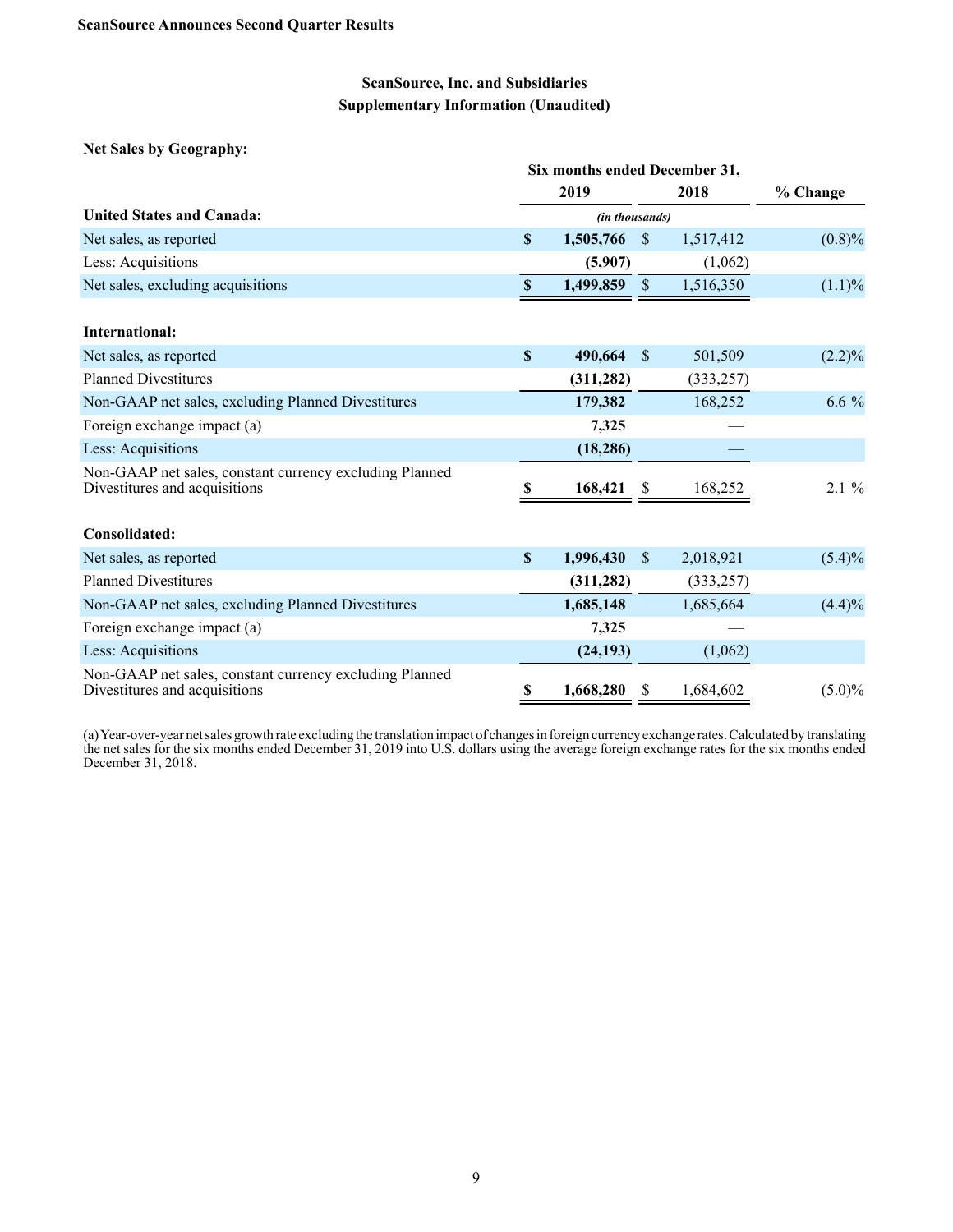## ScanSource, Inc. and Subsidiaries
## Supplementary Information (Unaudited)

**Net Sales by Geography:**

| | Six months ended December 31, | | |
|---|---|---|---|
| | **2019** | **2018** | **% Change** |
| **United States and Canada:** | *(in thousands)* | | |
| Net sales, as reported | **$ 1,505,766** | $ 1,517,412 | (0.8)% |
| Less: Acquisitions | **(5,907)** | (1,062) | |
| Net sales, excluding acquisitions | **$ 1,499,859** | $ 1,516,350 | (1.1)% |
| | | | |
| **International:** | | | |
| Net sales, as reported | **$ 490,664** | $ 501,509 | (2.2)% |
| Planned Divestitures | **(311,282)** | (333,257) | |
| Non-GAAP net sales, excluding Planned Divestitures | **179,382** | 168,252 | 6.6 % |
| Foreign exchange impact (a) | **7,325** | — | |
| Less: Acquisitions | **(18,286)** | — | |
| Non-GAAP net sales, constant currency excluding Planned Divestitures and acquisitions | **$ 168,421** | $ 168,252 | 2.1 % |
| | | | |
| **Consolidated:** | | | |
| Net sales, as reported | **$ 1,996,430** | $ 2,018,921 | (5.4)% |
| Planned Divestitures | **(311,282)** | (333,257) | |
| Non-GAAP net sales, excluding Planned Divestitures | **1,685,148** | 1,685,664 | (4.4)% |
| Foreign exchange impact (a) | **7,325** | — | |
| Less: Acquisitions | **(24,193)** | (1,062) | |
| Non-GAAP net sales, constant currency excluding Planned Divestitures and acquisitions | **$ 1,668,280** | $ 1,684,602 | (5.0)% |

(a) Year-over-year net sales growth rate excluding the translation impact of changes in foreign currency exchange rates. Calculated by translating the net sales for the six months ended December 31, 2019 into U.S. dollars using the average foreign exchange rates for the six months ended December 31, 2018.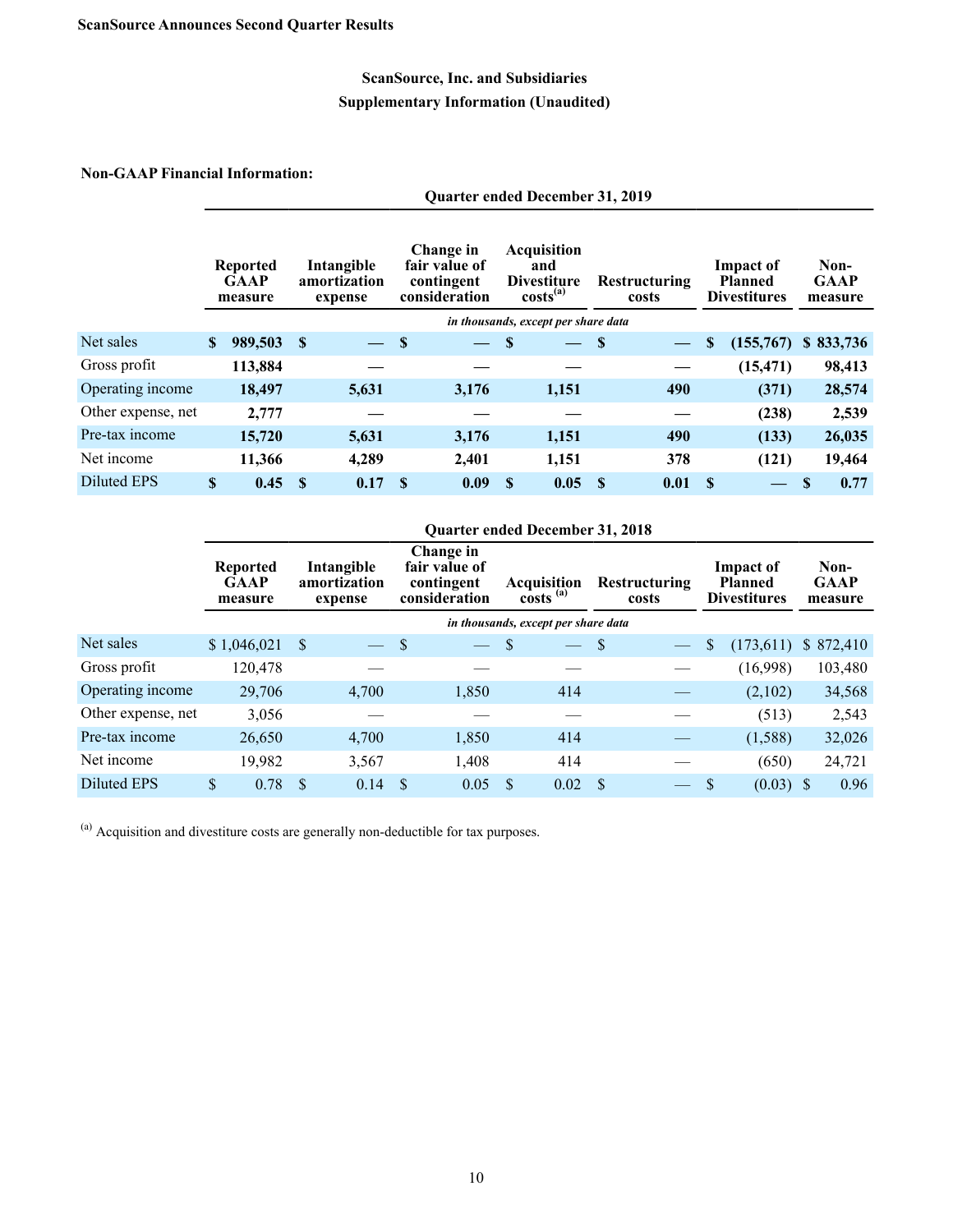**ScanSource Announces Second Quarter Results**

## ScanSource, Inc. and Subsidiaries
## Supplementary Information (Unaudited)

**Non-GAAP Financial Information:**

| | Quarter ended December 31, 2019 | | | | | | |
|---|---|---|---|---|---|---|---|
| | **Reported GAAP measure** | **Intangible amortization expense** | **Change in fair value of contingent consideration** | **Acquisition and Divestiture costs[(a)]** | **Restructuring costs** | **Impact of Planned Divestitures** | **Non-GAAP measure** |
| | *in thousands, except per share data* | | | | | | |
| Net sales | **$ 989,503** | **$ —** | **$ —** | **$ —** | **$ —** | **$ (155,767)** | **$ 833,736** |
| Gross profit | **113,884** | **—** | **—** | **—** | **—** | **(15,471)** | **98,413** |
| Operating income | **18,497** | **5,631** | **3,176** | **1,151** | **490** | **(371)** | **28,574** |
| Other expense, net | **2,777** | **—** | **—** | **—** | **—** | **(238)** | **2,539** |
| Pre-tax income | **15,720** | **5,631** | **3,176** | **1,151** | **490** | **(133)** | **26,035** |
| Net income | **11,366** | **4,289** | **2,401** | **1,151** | **378** | **(121)** | **19,464** |
| Diluted EPS | **$ 0.45** | **$ 0.17** | **$ 0.09** | **$ 0.05** | **$ 0.01** | **$ —** | **$ 0.77** |

| | Quarter ended December 31, 2018 | | | | | | |
|---|---|---|---|---|---|---|---|
| | **Reported GAAP measure** | **Intangible amortization expense** | **Change in fair value of contingent consideration** | **Acquisition costs [(a)]** | **Restructuring costs** | **Impact of Planned Divestitures** | **Non-GAAP measure** |
| | *in thousands, except per share data* | | | | | | |
| Net sales | $ 1,046,021 | $ — | $ — | $ — | $ — | $ (173,611) | $ 872,410 |
| Gross profit | 120,478 | — | — | — | — | (16,998) | 103,480 |
| Operating income | 29,706 | 4,700 | 1,850 | 414 | — | (2,102) | 34,568 |
| Other expense, net | 3,056 | — | — | — | — | (513) | 2,543 |
| Pre-tax income | 26,650 | 4,700 | 1,850 | 414 | — | (1,588) | 32,026 |
| Net income | 19,982 | 3,567 | 1,408 | 414 | — | (650) | 24,721 |
| Diluted EPS | $ 0.78 | $ 0.14 | $ 0.05 | $ 0.02 | $ — | $ (0.03) | $ 0.96 |

[(a)] Acquisition and divestiture costs are generally non-deductible for tax purposes.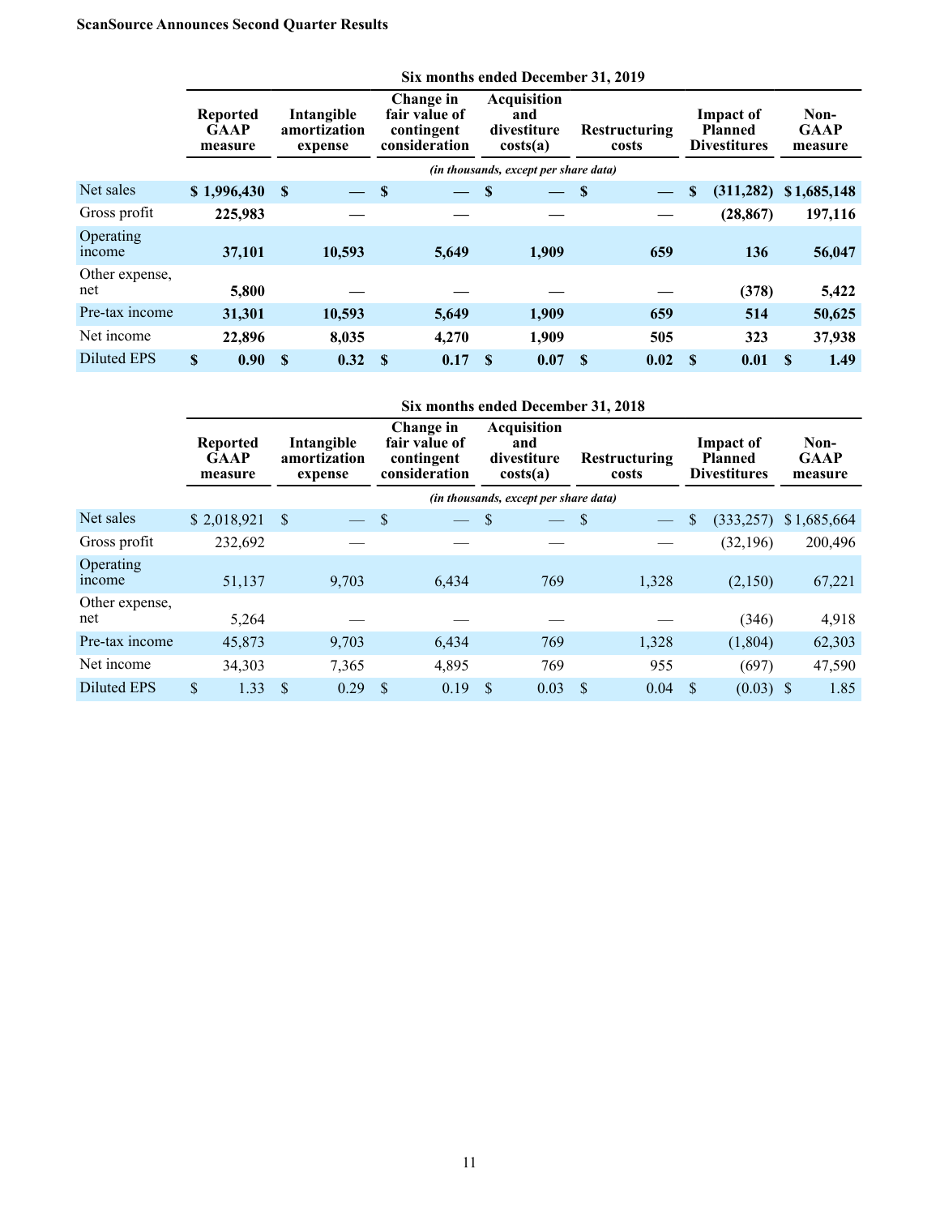**ScanSource Announces Second Quarter Results**

| | Six months ended December 31, 2019 | | | | | | |
|---|---|---|---|---|---|---|---|
| | **Reported GAAP measure** | **Intangible amortization expense** | **Change in fair value of contingent consideration** | **Acquisition and divestiture costs(a)** | **Restructuring costs** | **Impact of Planned Divestitures** | **Non-GAAP measure** |
| | *(in thousands, except per share data)* | | | | | | |
| Net sales | **$ 1,996,430** | **$ —** | **$ —** | **$ —** | **$ —** | **$ (311,282)** | **$ 1,685,148** |
| Gross profit | **225,983** | **—** | **—** | **—** | **—** | **(28,867)** | **197,116** |
| Operating income | **37,101** | **10,593** | **5,649** | **1,909** | **659** | **136** | **56,047** |
| Other expense, net | **5,800** | **—** | **—** | **—** | **—** | **(378)** | **5,422** |
| Pre-tax income | **31,301** | **10,593** | **5,649** | **1,909** | **659** | **514** | **50,625** |
| Net income | **22,896** | **8,035** | **4,270** | **1,909** | **505** | **323** | **37,938** |
| Diluted EPS | **$ 0.90** | **$ 0.32** | **$ 0.17** | **$ 0.07** | **$ 0.02** | **$ 0.01** | **$ 1.49** |

| | Six months ended December 31, 2018 | | | | | | |
|---|---|---|---|---|---|---|---|
| | **Reported GAAP measure** | **Intangible amortization expense** | **Change in fair value of contingent consideration** | **Acquisition and divestiture costs(a)** | **Restructuring costs** | **Impact of Planned Divestitures** | **Non-GAAP measure** |
| | *(in thousands, except per share data)* | | | | | | |
| Net sales | $ 2,018,921 | $ — | $ — | $ — | $ — | $ (333,257) | $ 1,685,664 |
| Gross profit | 232,692 | — | — | — | — | (32,196) | 200,496 |
| Operating income | 51,137 | 9,703 | 6,434 | 769 | 1,328 | (2,150) | 67,221 |
| Other expense, net | 5,264 | — | — | — | — | (346) | 4,918 |
| Pre-tax income | 45,873 | 9,703 | 6,434 | 769 | 1,328 | (1,804) | 62,303 |
| Net income | 34,303 | 7,365 | 4,895 | 769 | 955 | (697) | 47,590 |
| Diluted EPS | $ 1.33 | $ 0.29 | $ 0.19 | $ 0.03 | $ 0.04 | $ (0.03) | $ 1.85 |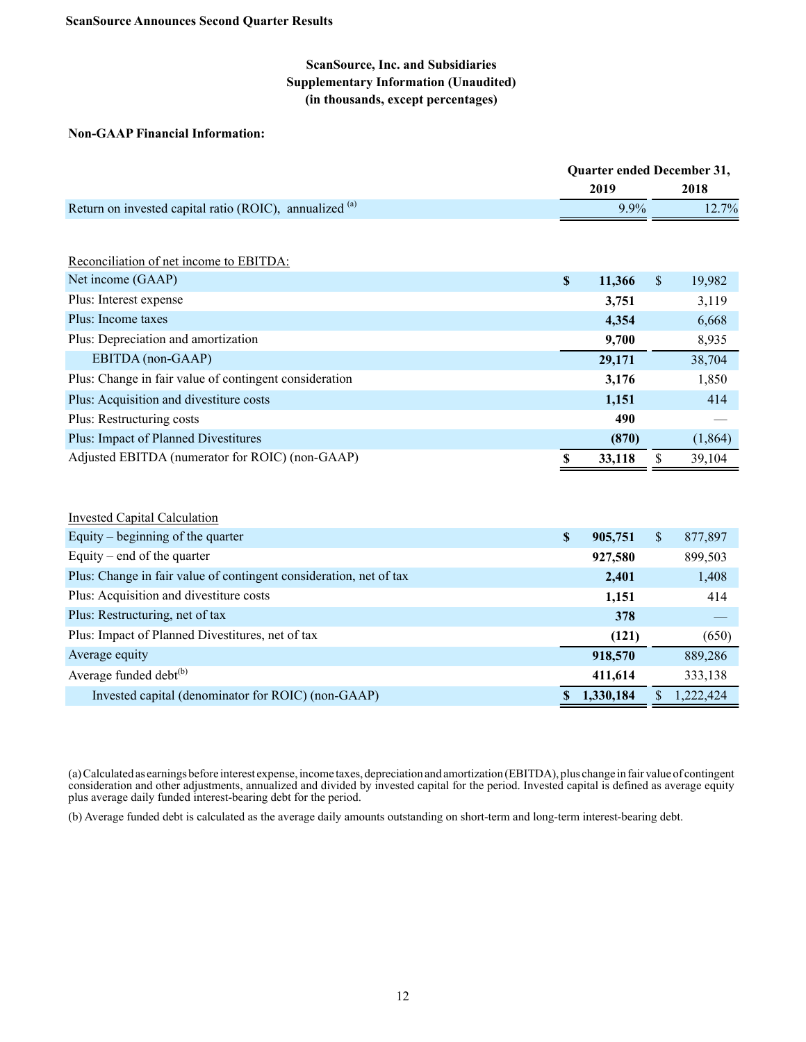ScanSource Announces Second Quarter Results

## ScanSource, Inc. and Subsidiaries
## Supplementary Information (Unaudited)
## (in thousands, except percentages)

**Non-GAAP Financial Information:**

| | Quarter ended December 31, | |
|---|---|---|
| | **2019** | **2018** |
| Return on invested capital ratio (ROIC), annualized [(a)] | 9.9% | 12.7% |

| Reconciliation of net income to EBITDA: | 2019 | 2018 |
|---|---|---|
| Net income (GAAP) | **$ 11,366** | $ 19,982 |
| Plus: Interest expense | **3,751** | 3,119 |
| Plus: Income taxes | **4,354** | 6,668 |
| Plus: Depreciation and amortization | **9,700** | 8,935 |
| EBITDA (non-GAAP) | **29,171** | 38,704 |
| Plus: Change in fair value of contingent consideration | **3,176** | 1,850 |
| Plus: Acquisition and divestiture costs | **1,151** | 414 |
| Plus: Restructuring costs | **490** | — |
| Plus: Impact of Planned Divestitures | **(870)** | (1,864) |
| Adjusted EBITDA (numerator for ROIC) (non-GAAP) | **$ 33,118** | $ 39,104 |

| Invested Capital Calculation | 2019 | 2018 |
|---|---|---|
| Equity – beginning of the quarter | **$ 905,751** | $ 877,897 |
| Equity – end of the quarter | **927,580** | 899,503 |
| Plus: Change in fair value of contingent consideration, net of tax | **2,401** | 1,408 |
| Plus: Acquisition and divestiture costs | **1,151** | 414 |
| Plus: Restructuring, net of tax | **378** | — |
| Plus: Impact of Planned Divestitures, net of tax | **(121)** | (650) |
| Average equity | **918,570** | 889,286 |
| Average funded debt[(b)] | **411,614** | 333,138 |
| Invested capital (denominator for ROIC) (non-GAAP) | **$ 1,330,184** | $ 1,222,424 |

(a) Calculated as earnings before interest expense, income taxes, depreciation and amortization (EBITDA), plus change in fair value of contingent consideration and other adjustments, annualized and divided by invested capital for the period. Invested capital is defined as average equity plus average daily funded interest-bearing debt for the period.

(b) Average funded debt is calculated as the average daily amounts outstanding on short-term and long-term interest-bearing debt.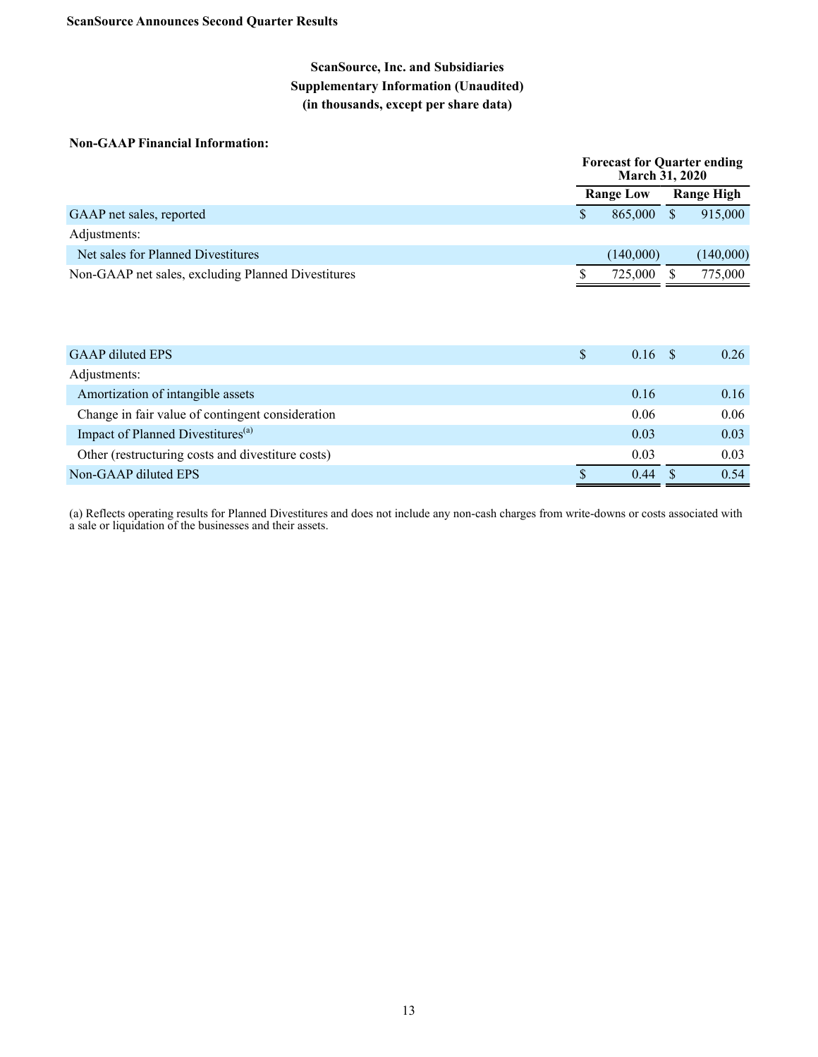**ScanSource, Inc. and Subsidiaries**
**Supplementary Information (Unaudited)**
**(in thousands, except per share data)**

**Non-GAAP Financial Information:**

| | Forecast for Quarter ending March 31, 2020 | |
|---|---|---|
| | Range Low | Range High |
| GAAP net sales, reported | $ 865,000 | $ 915,000 |
| Adjustments: | | |
| Net sales for Planned Divestitures | (140,000) | (140,000) |
| Non-GAAP net sales, excluding Planned Divestitures | $ 725,000 | $ 775,000 |
| | | |
| GAAP diluted EPS | $ 0.16 | $ 0.26 |
| Adjustments: | | |
| Amortization of intangible assets | 0.16 | 0.16 |
| Change in fair value of contingent consideration | 0.06 | 0.06 |
| Impact of Planned Divestitures[(a)] | 0.03 | 0.03 |
| Other (restructuring costs and divestiture costs) | 0.03 | 0.03 |
| Non-GAAP diluted EPS | $ 0.44 | $ 0.54 |

(a) Reflects operating results for Planned Divestitures and does not include any non-cash charges from write-downs or costs associated with a sale or liquidation of the businesses and their assets.